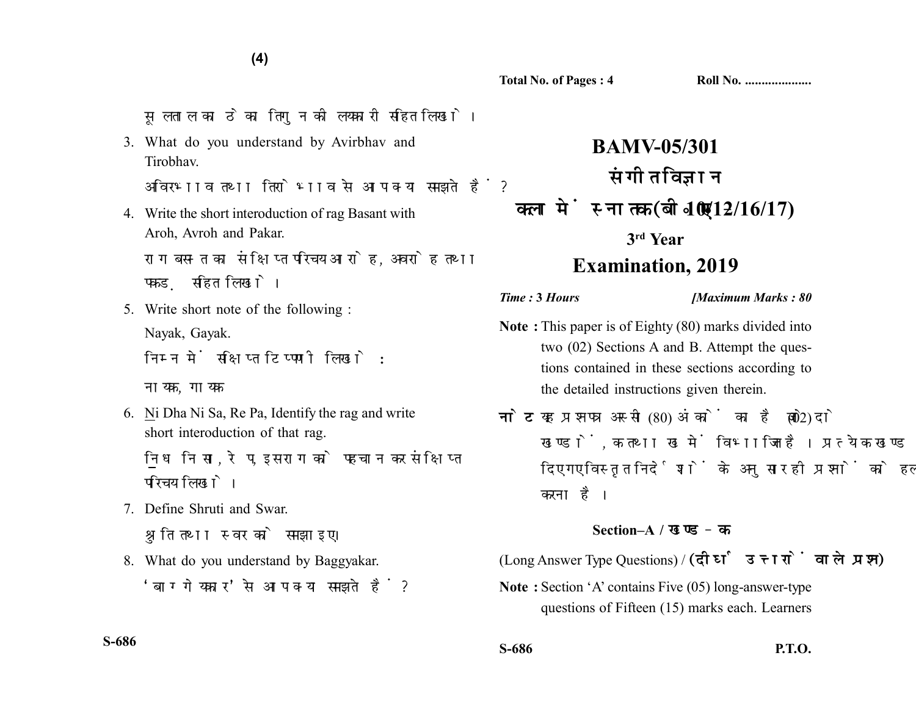सूलताल का ठेका तिगुन की लयकारी सहित लिखो।

3. What do you understand by Avirbhav and Tirobhav.

   अविर्भाव तथा तिरोभाव से आप क्या समझते हैं?

4. Write the short interoduction of rag Basant with Aroh, Avroh and Pakar.

   राग बसन्त का संक्षिप्त परिचय आरोह, अवरोह तथा पकड़ सहित लिखो।

5. Write short note of the following :

   Nayak, Gayak.

   निम्न में संक्षिप्त टिप्पणी लिखो :

   नायक, गायक

6. N̲i Dha Ni Sa, Re Pa, Identify the rag and write short interoduction of that rag.

   नि̱ ध नि सा, रे प, इस राग को पहचान कर संक्षिप्त परिचय लिखो।

7. Define Shruti and Swar.

   श्रुति तथा स्वर को समझाइए।

8. What do you understand by Baggyakar.

   'बाग्गेयकार' से आप क्या समझते हैं?

---

**Total No. of Pages : 4** **Roll No. ....................**

# BAMV-05/301

## संगीत विज्ञान

## कला में स्नातक (बी०ए०-10/12/16/17)

### 3rd Year

## Examination, 2019

*Time : 3 Hours* *[Maximum Marks : 80*

**Note :** This paper is of Eighty (80) marks divided into two (02) Sections A and B. Attempt the questions contained in these sections according to the detailed instructions given therein.

**नोट :** यह प्रश्नपत्र अस्सी (80) अंकों का है जो दो (02) खण्डों, क तथा ख में विभाजित है। प्रत्येक खण्ड में दिए गए विस्तृत निर्देशों के अनुसार ही प्रश्नों को हल करना है।

**Section–A / खण्ड–क**

(Long Answer Type Questions) / **(दीर्घ उत्तरों वाले प्रश्न)**

**Note :** Section 'A' contains Five (05) long-answer-type questions of Fifteen (15) marks each. Learners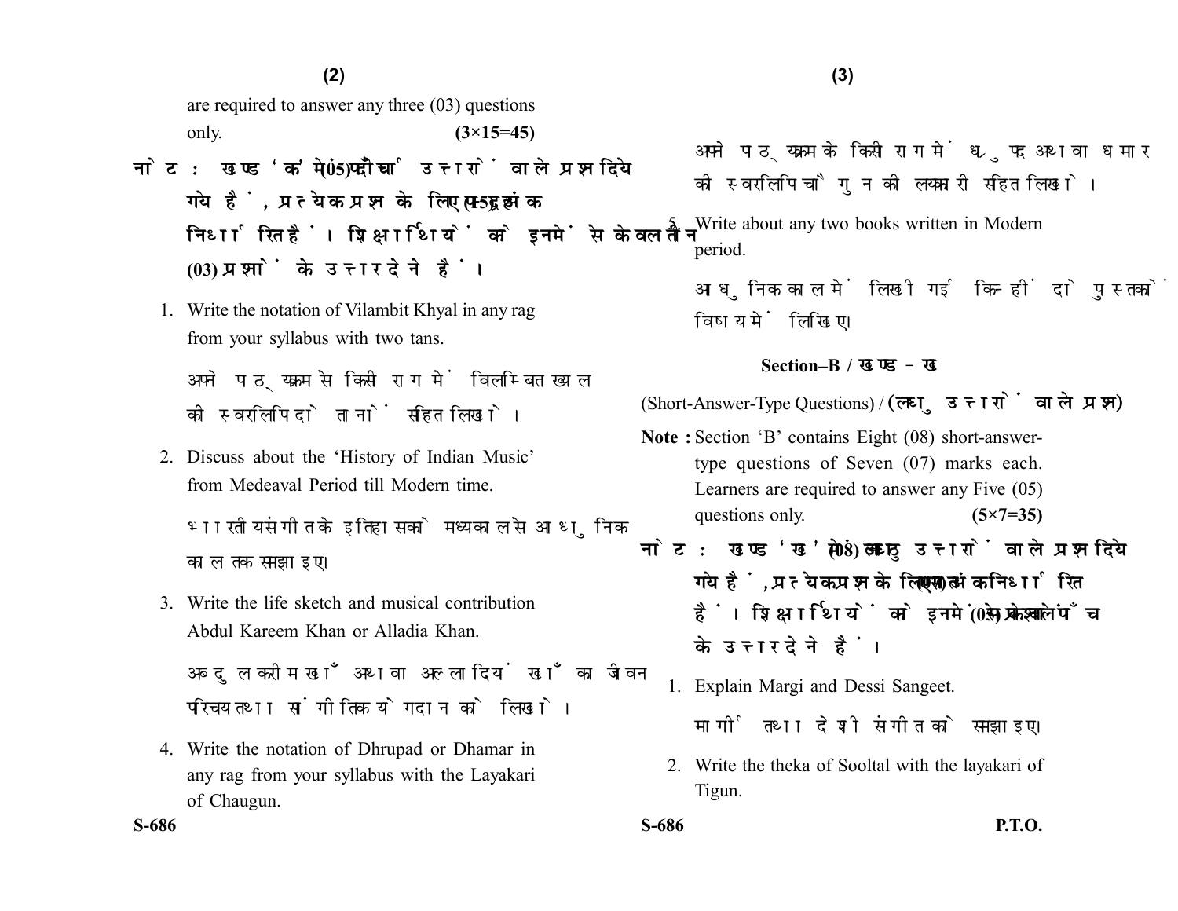are required to answer any three (03) questions only. **(3×15=45)**

**नोट : खण्ड 'क' में पाँच (05) दीर्घ उत्तरों वाले प्रश्न दिये गये हैं, प्रत्येक प्रश्न के लिए पन्द्रह (15) अंक निर्धारित हैं। शिक्षार्थियों को इनमें से केवल तीन (03) प्रश्नों के उत्तर देने हैं।**

1. Write the notation of Vilambit Khyal in any rag from your syllabus with two tans.

   अपने पाठ्यक्रम से किसी राग में विलम्बित ख्याल की स्वरलिपि दो तानों सहित लिखो।

2. Discuss about the 'History of Indian Music' from Medeaval Period till Modern time.

   भारतीय संगीत के इतिहास को मध्यकाल से आधुनिक काल तक समझाइए।

3. Write the life sketch and musical contribution Abdul Kareem Khan or Alladia Khan.

   अब्दुल करीम खाँ अथवा अल्लादिया खाँ का जीवन परिचय तथा सांगीतिक योगदान को लिखो।

4. Write the notation of Dhrupad or Dhamar in any rag from your syllabus with the Layakari of Chaugun.

   अपने पाठ्यक्रम के किसी राग में ध्रुपद अथवा धमार की स्वरलिपि चौगुन की लयकारी सहित लिखो।

5. Write about any two books written in Modern period.

   आधुनिक काल में लिखी गई किन्हीं दो पुस्तकों के विषय में लिखिए।

## Section–B / खण्ड – ख

(Short-Answer-Type Questions) / **(लघु उत्तरों वाले प्रश्न)**

**Note :** Section 'B' contains Eight (08) short-answer-type questions of Seven (07) marks each. Learners are required to answer any Five (05) questions only. **(5×7=35)**

**नोट : खण्ड 'ख' में आठ (08) लघु उत्तरों वाले प्रश्न दिये गये हैं, प्रत्येक प्रश्न के लिए सात (07) अंक निर्धारित हैं। शिक्षार्थियों को इनमें से केवल पाँच (05) प्रश्नों के उत्तर देने हैं।**

1. Explain Margi and Dessi Sangeet.

   मार्गी तथा देशी संगीत को समझाइए।

2. Write the theka of Sooltal with the layakari of Tigun.